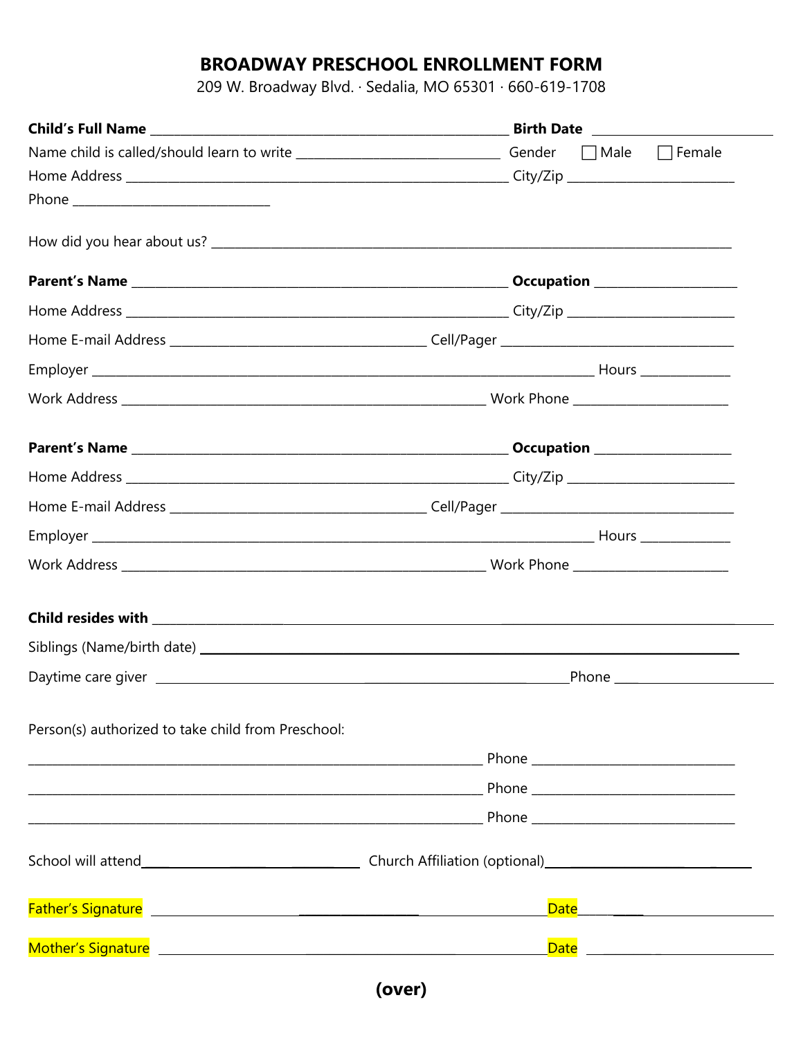# BROADWAY PRESCHOOL ENROLLMENT FORM

209 W. Broadway Blvd. · Sedalia, MO 65301 · 660-619-1708

**Child's Full Name** ______________________ **Birth Date** ______________

Name child is called/should learn to write ______________________ Gender ☐ Male ☐ Female

Home Address ______________________ City/Zip ______________

Phone ______________

How did you hear about us? ______________________

**Parent's Name** ______________________ **Occupation** ______________

Home Address ______________________ City/Zip ______________

Home E-mail Address ______________________ Cell/Pager ______________

Employer ______________________ Hours ______________

Work Address ______________________ Work Phone ______________

**Parent's Name** ______________________ **Occupation** ______________

Home Address ______________________ City/Zip ______________

Home E-mail Address ______________________ Cell/Pager ______________

Employer ______________________ Hours ______________

Work Address ______________________ Work Phone ______________

**Child resides with** ______________________

Siblings (Name/birth date) ______________________

Daytime care giver ______________________ Phone ______________

Person(s) authorized to take child from Preschool:

______________________ Phone ______________

______________________ Phone ______________

______________________ Phone ______________

School will attend ______________________ Church Affiliation (optional) ______________________

Father's Signature ______________________ Date ______________

Mother's Signature ______________________ Date ______________

**(over)**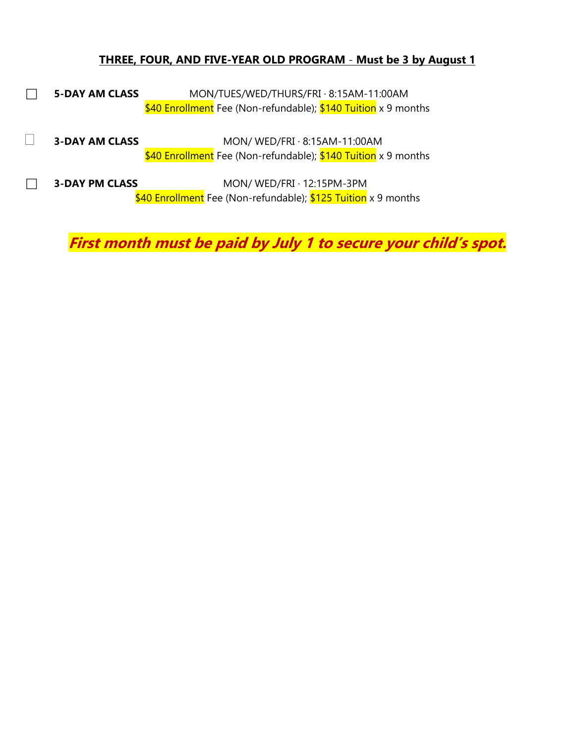**THREE, FOUR, AND FIVE-YEAR OLD PROGRAM - Must be 3 by August 1**

☐ **5-DAY AM CLASS** MON/TUES/WED/THURS/FRI · 8:15AM-11:00AM
$40 Enrollment Fee (Non-refundable); $140 Tuition x 9 months

☐ **3-DAY AM CLASS** MON/ WED/FRI · 8:15AM-11:00AM
$40 Enrollment Fee (Non-refundable); $140 Tuition x 9 months

☐ **3-DAY PM CLASS** MON/ WED/FRI · 12:15PM-3PM
$40 Enrollment Fee (Non-refundable); $125 Tuition x 9 months

***First month must be paid by July 1 to secure your child's spot.***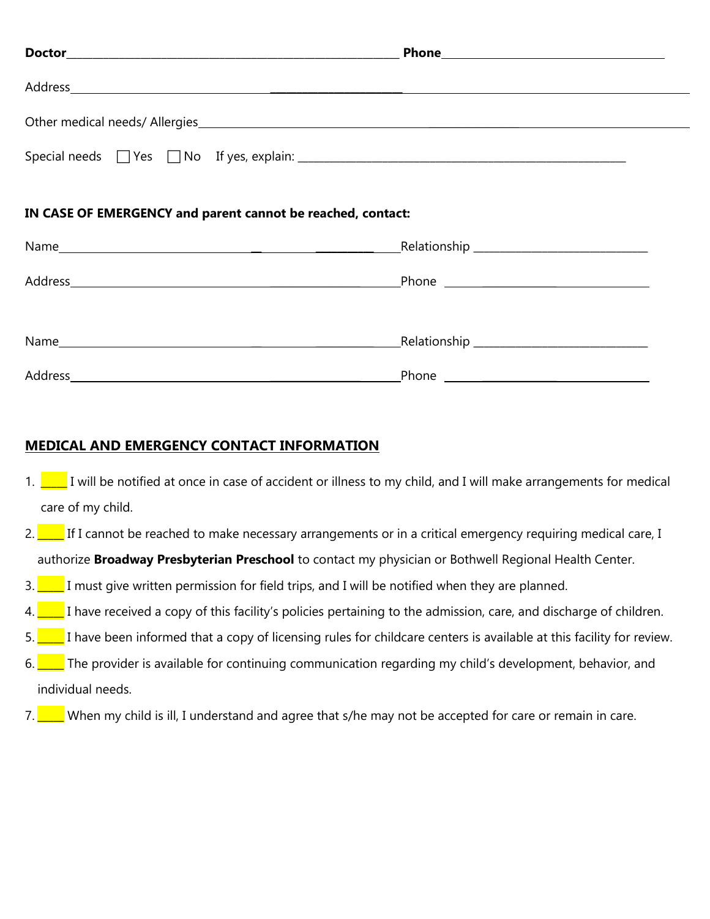**Doctor**______________________________________________ **Phone**______________________________

Address__________________________________________________________________________________

Other medical needs/ Allergies____________________________________________________________

Special needs ☐ Yes ☐ No If yes, explain: ______________________________________________

**IN CASE OF EMERGENCY and parent cannot be reached, contact:**

Name_____________________________________________Relationship _________________________

Address___________________________________________Phone ______________________________

Name_____________________________________________Relationship _________________________

Address___________________________________________Phone ______________________________

## MEDICAL AND EMERGENCY CONTACT INFORMATION

1. _____ I will be notified at once in case of accident or illness to my child, and I will make arrangements for medical care of my child.
2. _____ If I cannot be reached to make necessary arrangements or in a critical emergency requiring medical care, I authorize **Broadway Presbyterian Preschool** to contact my physician or Bothwell Regional Health Center.
3. _____ I must give written permission for field trips, and I will be notified when they are planned.
4. _____ I have received a copy of this facility's policies pertaining to the admission, care, and discharge of children.
5. _____ I have been informed that a copy of licensing rules for childcare centers is available at this facility for review.
6. _____ The provider is available for continuing communication regarding my child's development, behavior, and individual needs.
7. _____ When my child is ill, I understand and agree that s/he may not be accepted for care or remain in care.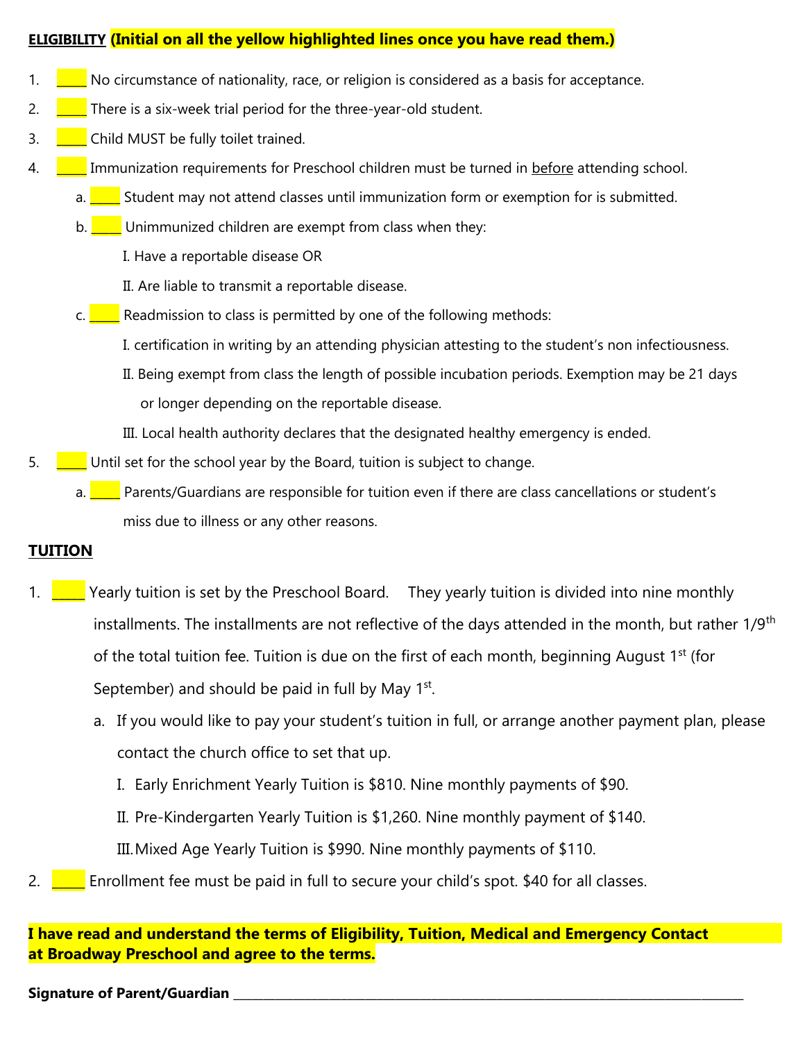**ELIGIBILITY** **(Initial on all the yellow highlighted lines once you have read them.)**

1. _____ No circumstance of nationality, race, or religion is considered as a basis for acceptance.
2. _____ There is a six-week trial period for the three-year-old student.
3. _____ Child MUST be fully toilet trained.
4. _____ Immunization requirements for Preschool children must be turned in before attending school.
   a. _____ Student may not attend classes until immunization form or exemption for is submitted.
   b. _____ Unimmunized children are exempt from class when they:
      I. Have a reportable disease OR
      II. Are liable to transmit a reportable disease.
   c. _____ Readmission to class is permitted by one of the following methods:
      I. certification in writing by an attending physician attesting to the student's non infectiousness.
      II. Being exempt from class the length of possible incubation periods. Exemption may be 21 days or longer depending on the reportable disease.
      III. Local health authority declares that the designated healthy emergency is ended.
5. _____ Until set for the school year by the Board, tuition is subject to change.
   a. _____ Parents/Guardians are responsible for tuition even if there are class cancellations or student's miss due to illness or any other reasons.

**TUITION**

1. _____ Yearly tuition is set by the Preschool Board. They yearly tuition is divided into nine monthly installments. The installments are not reflective of the days attended in the month, but rather 1/9th of the total tuition fee. Tuition is due on the first of each month, beginning August 1st (for September) and should be paid in full by May 1st.
   a. If you would like to pay your student's tuition in full, or arrange another payment plan, please contact the church office to set that up.
      I. Early Enrichment Yearly Tuition is $810. Nine monthly payments of $90.
      II. Pre-Kindergarten Yearly Tuition is $1,260. Nine monthly payment of $140.
      III. Mixed Age Yearly Tuition is $990. Nine monthly payments of $110.
2. _____ Enrollment fee must be paid in full to secure your child's spot. $40 for all classes.

**I have read and understand the terms of Eligibility, Tuition, Medical and Emergency Contact at Broadway Preschool and agree to the terms.**

**Signature of Parent/Guardian** ______________________________________________